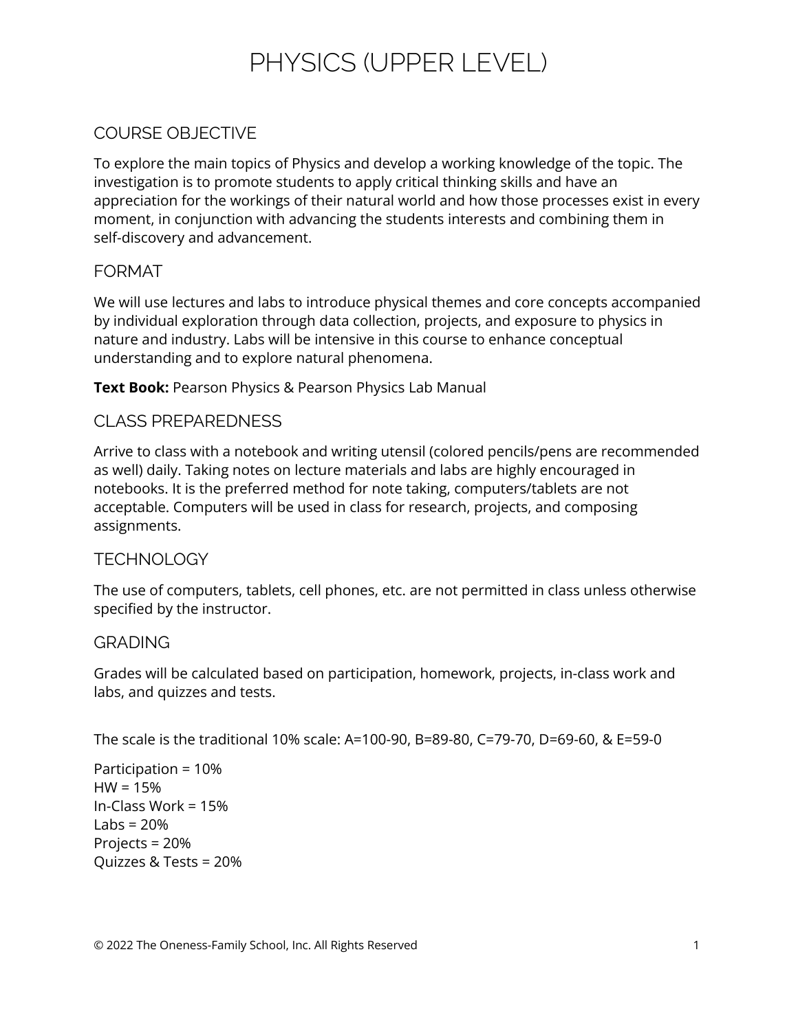# PHYSICS (UPPER LEVEL)

## COURSE OBJECTIVE

To explore the main topics of Physics and develop a working knowledge of the topic. The investigation is to promote students to apply critical thinking skills and have an appreciation for the workings of their natural world and how those processes exist in every moment, in conjunction with advancing the students interests and combining them in self-discovery and advancement.

## FORMAT

We will use lectures and labs to introduce physical themes and core concepts accompanied by individual exploration through data collection, projects, and exposure to physics in nature and industry. Labs will be intensive in this course to enhance conceptual understanding and to explore natural phenomena.

**Text Book:** Pearson Physics & Pearson Physics Lab Manual

## CLASS PREPAREDNESS

Arrive to class with a notebook and writing utensil (colored pencils/pens are recommended as well) daily. Taking notes on lecture materials and labs are highly encouraged in notebooks. It is the preferred method for note taking, computers/tablets are not acceptable. Computers will be used in class for research, projects, and composing assignments.

## TECHNOLOGY

The use of computers, tablets, cell phones, etc. are not permitted in class unless otherwise specified by the instructor.

## GRADING

Grades will be calculated based on participation, homework, projects, in-class work and labs, and quizzes and tests.

The scale is the traditional 10% scale: A=100-90, B=89-80, C=79-70, D=69-60, & E=59-0

Participation = 10%
HW = 15%
In-Class Work = 15%
Labs = 20%
Projects = 20%
Quizzes & Tests = 20%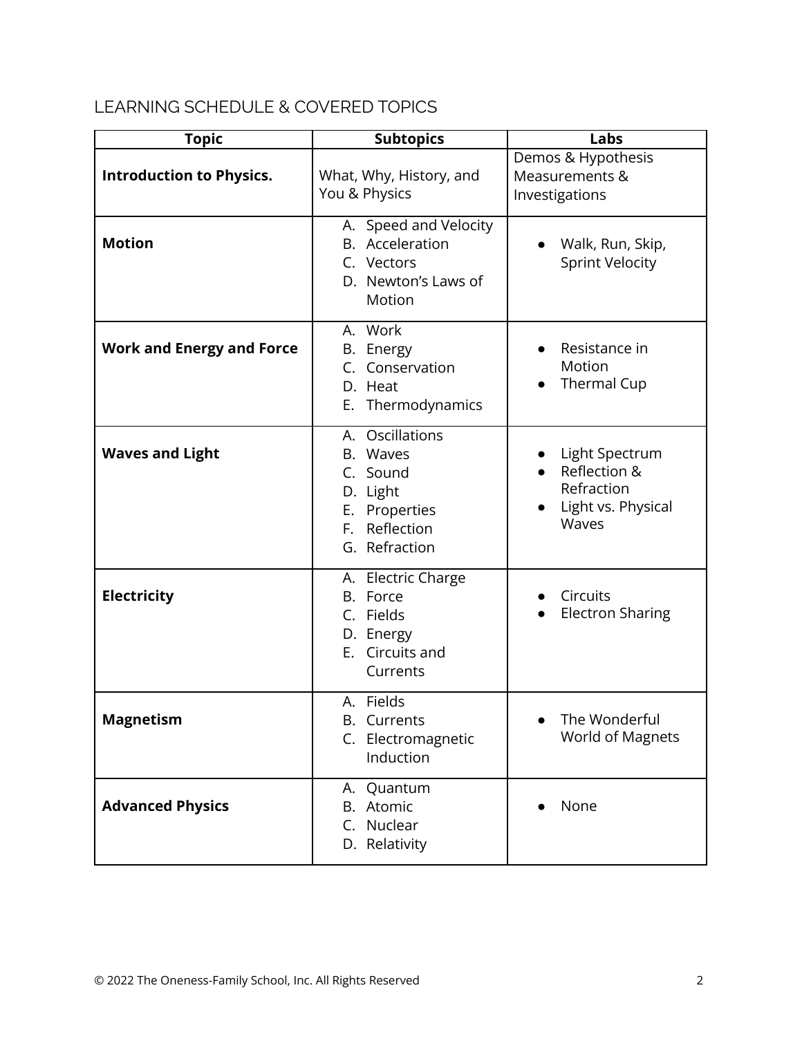## LEARNING SCHEDULE & COVERED TOPICS

| Topic | Subtopics | Labs |
|---|---|---|
| **Introduction to Physics.** | What, Why, History, and You & Physics | Demos & Hypothesis<br>Measurements & Investigations |
| **Motion** | A. Speed and Velocity<br>B. Acceleration<br>C. Vectors<br>D. Newton's Laws of Motion | • Walk, Run, Skip, Sprint Velocity |
| **Work and Energy and Force** | A. Work<br>B. Energy<br>C. Conservation<br>D. Heat<br>E. Thermodynamics | • Resistance in Motion<br>• Thermal Cup |
| **Waves and Light** | A. Oscillations<br>B. Waves<br>C. Sound<br>D. Light<br>E. Properties<br>F. Reflection<br>G. Refraction | • Light Spectrum<br>• Reflection & Refraction<br>• Light vs. Physical Waves |
| **Electricity** | A. Electric Charge<br>B. Force<br>C. Fields<br>D. Energy<br>E. Circuits and Currents | • Circuits<br>• Electron Sharing |
| **Magnetism** | A. Fields<br>B. Currents<br>C. Electromagnetic Induction | • The Wonderful World of Magnets |
| **Advanced Physics** | A. Quantum<br>B. Atomic<br>C. Nuclear<br>D. Relativity | • None |

© 2022 The Oneness-Family School, Inc. All Rights Reserved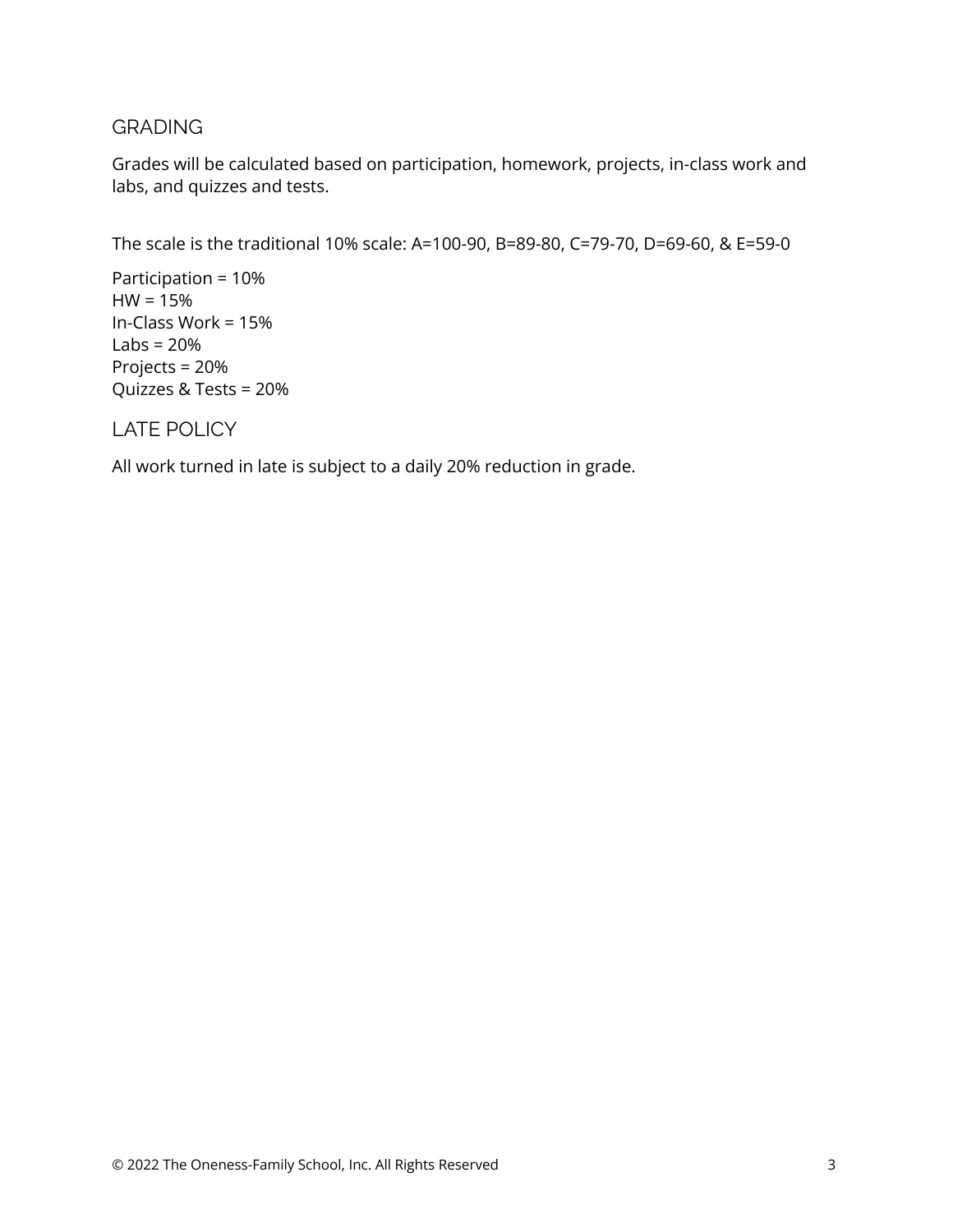## GRADING

Grades will be calculated based on participation, homework, projects, in-class work and labs, and quizzes and tests.

The scale is the traditional 10% scale: A=100-90, B=89-80, C=79-70, D=69-60, & E=59-0

Participation = 10%
HW = 15%
In-Class Work = 15%
Labs = 20%
Projects = 20%
Quizzes & Tests = 20%

## LATE POLICY

All work turned in late is subject to a daily 20% reduction in grade.